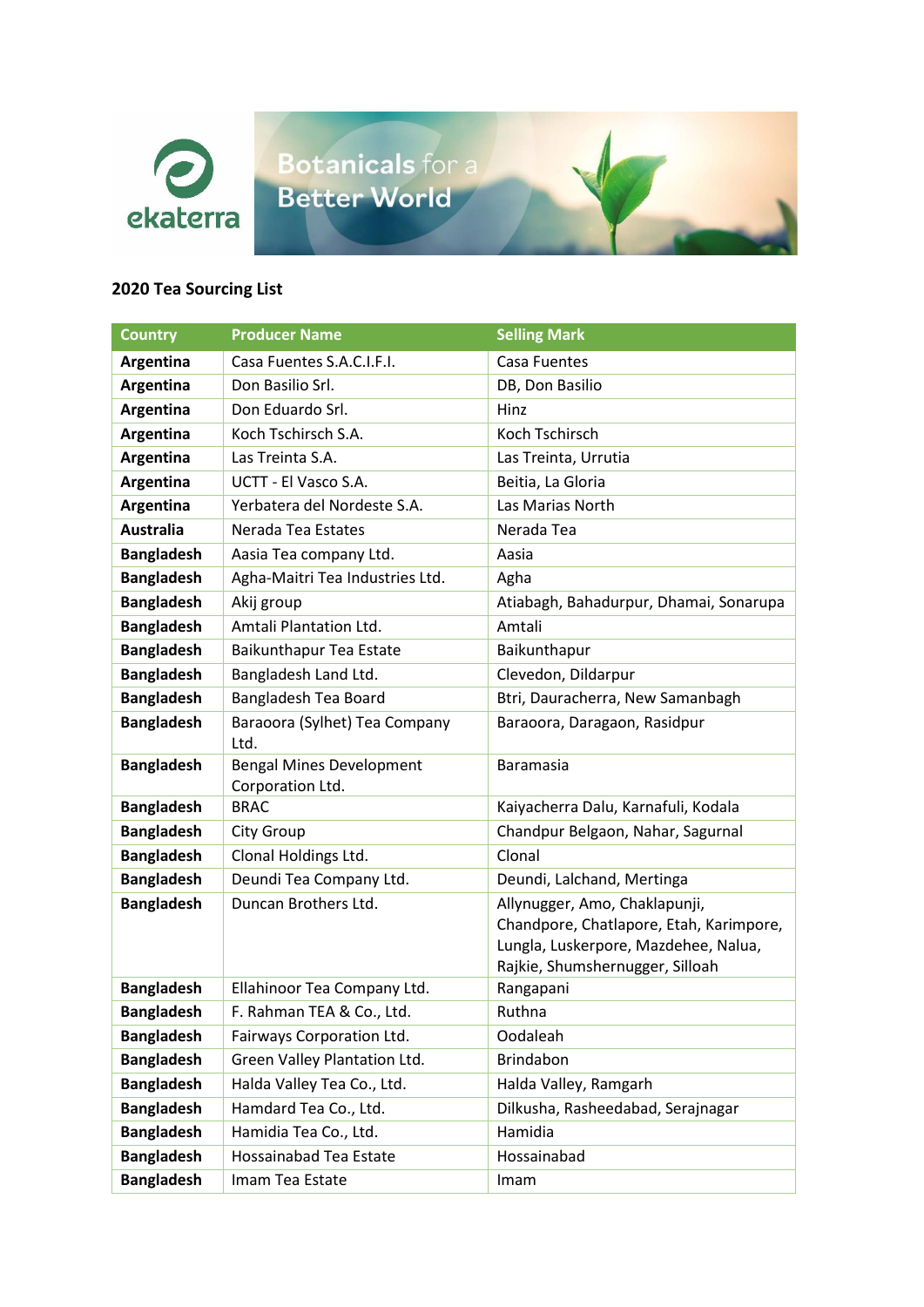ekaterra

Botanicals for a Better World

**2020 Tea Sourcing List**

| Country | Producer Name | Selling Mark |
|---|---|---|
| **Argentina** | Casa Fuentes S.A.C.I.F.I. | Casa Fuentes |
| **Argentina** | Don Basilio Srl. | DB, Don Basilio |
| **Argentina** | Don Eduardo Srl. | Hinz |
| **Argentina** | Koch Tschirsch S.A. | Koch Tschirsch |
| **Argentina** | Las Treinta S.A. | Las Treinta, Urrutia |
| **Argentina** | UCTT - El Vasco S.A. | Beitia, La Gloria |
| **Argentina** | Yerbatera del Nordeste S.A. | Las Marias North |
| **Australia** | Nerada Tea Estates | Nerada Tea |
| **Bangladesh** | Aasia Tea company Ltd. | Aasia |
| **Bangladesh** | Agha-Maitri Tea Industries Ltd. | Agha |
| **Bangladesh** | Akij group | Atiabagh, Bahadurpur, Dhamai, Sonarupa |
| **Bangladesh** | Amtali Plantation Ltd. | Amtali |
| **Bangladesh** | Baikunthapur Tea Estate | Baikunthapur |
| **Bangladesh** | Bangladesh Land Ltd. | Clevedon, Dildarpur |
| **Bangladesh** | Bangladesh Tea Board | Btri, Dauracherra, New Samanbagh |
| **Bangladesh** | Baraoora (Sylhet) Tea Company Ltd. | Baraoora, Daragaon, Rasidpur |
| **Bangladesh** | Bengal Mines Development Corporation Ltd. | Baramasia |
| **Bangladesh** | BRAC | Kaiyacherra Dalu, Karnafuli, Kodala |
| **Bangladesh** | City Group | Chandpur Belgaon, Nahar, Sagurnal |
| **Bangladesh** | Clonal Holdings Ltd. | Clonal |
| **Bangladesh** | Deundi Tea Company Ltd. | Deundi, Lalchand, Mertinga |
| **Bangladesh** | Duncan Brothers Ltd. | Allynugger, Amo, Chaklapunji, Chandpore, Chatlapore, Etah, Karimpore, Lungla, Luskerpore, Mazdehee, Nalua, Rajkie, Shumshernugger, Silloah |
| **Bangladesh** | Ellahinoor Tea Company Ltd. | Rangapani |
| **Bangladesh** | F. Rahman TEA & Co., Ltd. | Ruthna |
| **Bangladesh** | Fairways Corporation Ltd. | Oodaleah |
| **Bangladesh** | Green Valley Plantation Ltd. | Brindabon |
| **Bangladesh** | Halda Valley Tea Co., Ltd. | Halda Valley, Ramgarh |
| **Bangladesh** | Hamdard Tea Co., Ltd. | Dilkusha, Rasheedabad, Serajnagar |
| **Bangladesh** | Hamidia Tea Co., Ltd. | Hamidia |
| **Bangladesh** | Hossainabad Tea Estate | Hossainabad |
| **Bangladesh** | Imam Tea Estate | Imam |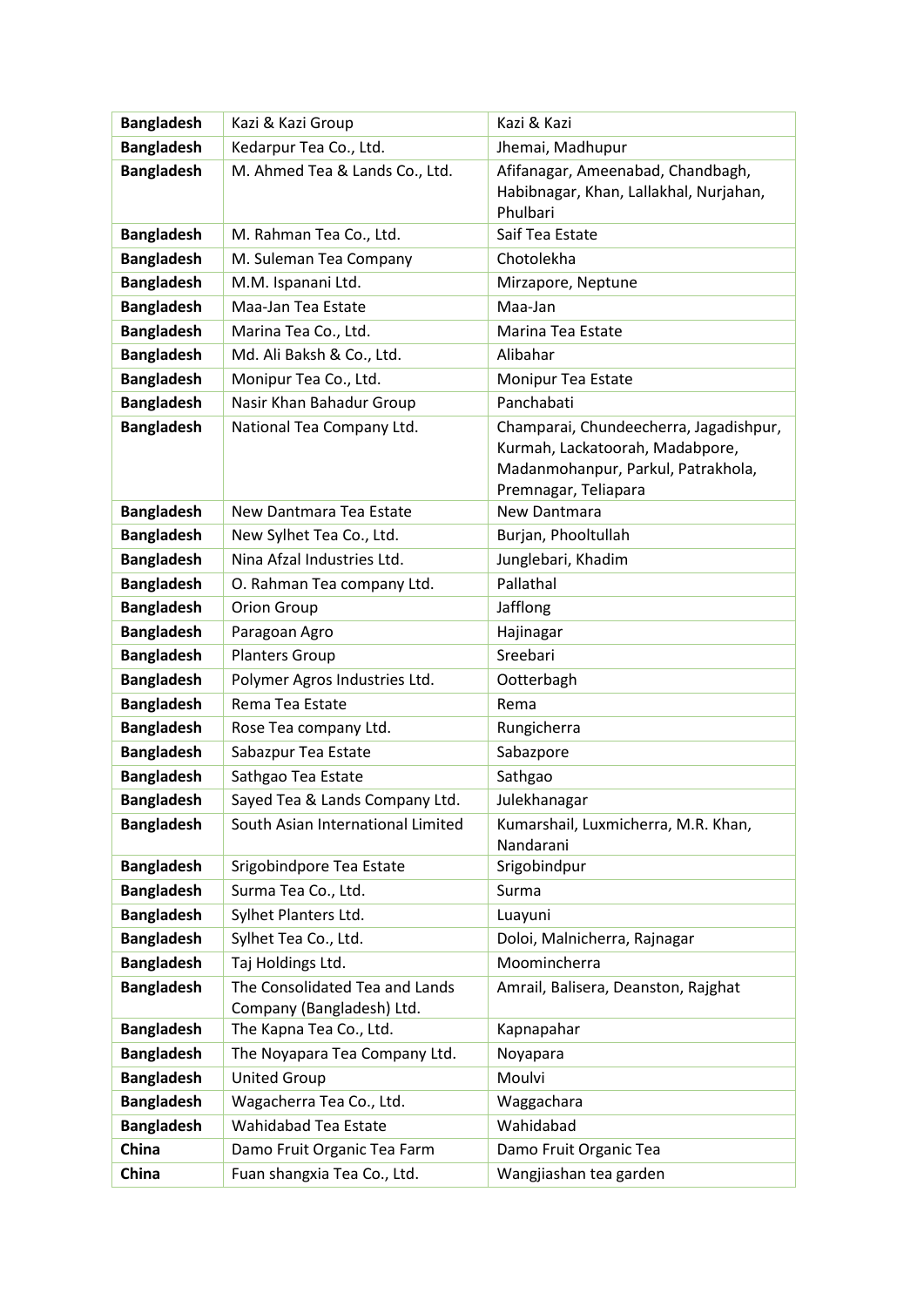| **Bangladesh** | Kazi & Kazi Group | Kazi & Kazi |
|---|---|---|
| **Bangladesh** | Kedarpur Tea Co., Ltd. | Jhemai, Madhupur |
| **Bangladesh** | M. Ahmed Tea & Lands Co., Ltd. | Afifanagar, Ameenabad, Chandbagh, Habibnagar, Khan, Lallakhal, Nurjahan, Phulbari |
| **Bangladesh** | M. Rahman Tea Co., Ltd. | Saif Tea Estate |
| **Bangladesh** | M. Suleman Tea Company | Chotolekha |
| **Bangladesh** | M.M. Ispanani Ltd. | Mirzapore, Neptune |
| **Bangladesh** | Maa-Jan Tea Estate | Maa-Jan |
| **Bangladesh** | Marina Tea Co., Ltd. | Marina Tea Estate |
| **Bangladesh** | Md. Ali Baksh & Co., Ltd. | Alibahar |
| **Bangladesh** | Monipur Tea Co., Ltd. | Monipur Tea Estate |
| **Bangladesh** | Nasir Khan Bahadur Group | Panchabati |
| **Bangladesh** | National Tea Company Ltd. | Champarai, Chundeecherra, Jagadishpur, Kurmah, Lackatoorah, Madabpore, Madanmohanpur, Parkul, Patrakhola, Premnagar, Teliapara |
| **Bangladesh** | New Dantmara Tea Estate | New Dantmara |
| **Bangladesh** | New Sylhet Tea Co., Ltd. | Burjan, Phooltullah |
| **Bangladesh** | Nina Afzal Industries Ltd. | Junglebari, Khadim |
| **Bangladesh** | O. Rahman Tea company Ltd. | Pallathal |
| **Bangladesh** | Orion Group | Jafflong |
| **Bangladesh** | Paragoan Agro | Hajinagar |
| **Bangladesh** | Planters Group | Sreebari |
| **Bangladesh** | Polymer Agros Industries Ltd. | Ootterbagh |
| **Bangladesh** | Rema Tea Estate | Rema |
| **Bangladesh** | Rose Tea company Ltd. | Rungicherra |
| **Bangladesh** | Sabazpur Tea Estate | Sabazpore |
| **Bangladesh** | Sathgao Tea Estate | Sathgao |
| **Bangladesh** | Sayed Tea & Lands Company Ltd. | Julekhanagar |
| **Bangladesh** | South Asian International Limited | Kumarshail, Luxmicherra, M.R. Khan, Nandarani |
| **Bangladesh** | Srigobindpore Tea Estate | Srigobindpur |
| **Bangladesh** | Surma Tea Co., Ltd. | Surma |
| **Bangladesh** | Sylhet Planters Ltd. | Luayuni |
| **Bangladesh** | Sylhet Tea Co., Ltd. | Doloi, Malnicherra, Rajnagar |
| **Bangladesh** | Taj Holdings Ltd. | Moomincherra |
| **Bangladesh** | The Consolidated Tea and Lands Company (Bangladesh) Ltd. | Amrail, Balisera, Deanston, Rajghat |
| **Bangladesh** | The Kapna Tea Co., Ltd. | Kapnapahar |
| **Bangladesh** | The Noyapara Tea Company Ltd. | Noyapara |
| **Bangladesh** | United Group | Moulvi |
| **Bangladesh** | Wagacherra Tea Co., Ltd. | Waggachara |
| **Bangladesh** | Wahidabad Tea Estate | Wahidabad |
| **China** | Damo Fruit Organic Tea Farm | Damo Fruit Organic Tea |
| **China** | Fuan shangxia Tea Co., Ltd. | Wangjiashan tea garden |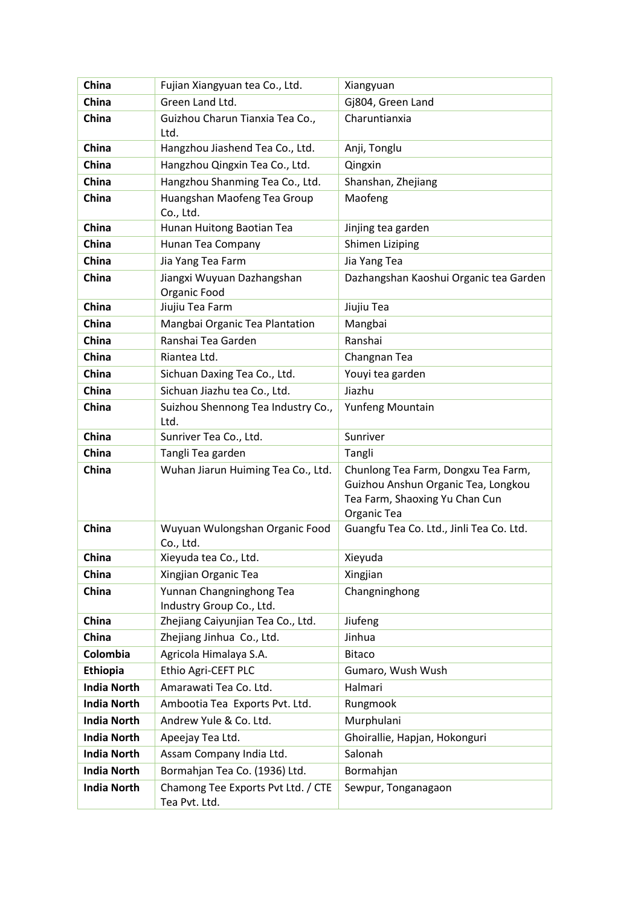| China | Fujian Xiangyuan tea Co., Ltd. | Xiangyuan |
|---|---|---|
| China | Green Land Ltd. | Gj804, Green Land |
| China | Guizhou Charun Tianxia Tea Co., Ltd. | Charuntianxia |
| China | Hangzhou Jiashend Tea Co., Ltd. | Anji, Tonglu |
| China | Hangzhou Qingxin Tea Co., Ltd. | Qingxin |
| China | Hangzhou Shanming Tea Co., Ltd. | Shanshan, Zhejiang |
| China | Huangshan Maofeng Tea Group Co., Ltd. | Maofeng |
| China | Hunan Huitong Baotian Tea | Jinjing tea garden |
| China | Hunan Tea Company | Shimen Liziping |
| China | Jia Yang Tea Farm | Jia Yang Tea |
| China | Jiangxi Wuyuan Dazhangshan Organic Food | Dazhangshan Kaoshui Organic tea Garden |
| China | Jiujiu Tea Farm | Jiujiu Tea |
| China | Mangbai Organic Tea Plantation | Mangbai |
| China | Ranshai Tea Garden | Ranshai |
| China | Riantea Ltd. | Changnan Tea |
| China | Sichuan Daxing Tea Co., Ltd. | Youyi tea garden |
| China | Sichuan Jiazhu tea Co., Ltd. | Jiazhu |
| China | Suizhou Shennong Tea Industry Co., Ltd. | Yunfeng Mountain |
| China | Sunriver Tea Co., Ltd. | Sunriver |
| China | Tangli Tea garden | Tangli |
| China | Wuhan Jiarun Huiming Tea Co., Ltd. | Chunlong Tea Farm, Dongxu Tea Farm, Guizhou Anshun Organic Tea, Longkou Tea Farm, Shaoxing Yu Chan Cun Organic Tea |
| China | Wuyuan Wulongshan Organic Food Co., Ltd. | Guangfu Tea Co. Ltd., Jinli Tea Co. Ltd. |
| China | Xieyuda tea Co., Ltd. | Xieyuda |
| China | Xingjian Organic Tea | Xingjian |
| China | Yunnan Changninghong Tea Industry Group Co., Ltd. | Changninghong |
| China | Zhejiang Caiyunjian Tea Co., Ltd. | Jiufeng |
| China | Zhejiang Jinhua Co., Ltd. | Jinhua |
| Colombia | Agricola Himalaya S.A. | Bitaco |
| Ethiopia | Ethio Agri-CEFT PLC | Gumaro, Wush Wush |
| India North | Amarawati Tea Co. Ltd. | Halmari |
| India North | Ambootia Tea Exports Pvt. Ltd. | Rungmook |
| India North | Andrew Yule & Co. Ltd. | Murphulani |
| India North | Apeejay Tea Ltd. | Ghoirallie, Hapjan, Hokonguri |
| India North | Assam Company India Ltd. | Salonah |
| India North | Bormahjan Tea Co. (1936) Ltd. | Bormahjan |
| India North | Chamong Tee Exports Pvt Ltd. / CTE Tea Pvt. Ltd. | Sewpur, Tonganagaon |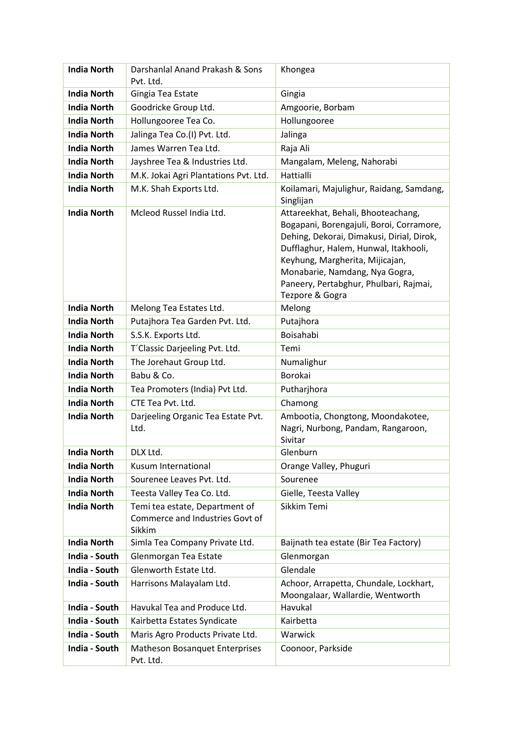| | | |
|---|---|---|
| **India North** | Darshanlal Anand Prakash & Sons Pvt. Ltd. | Khongea |
| **India North** | Gingia Tea Estate | Gingia |
| **India North** | Goodricke Group Ltd. | Amgoorie, Borbam |
| **India North** | Hollungooree Tea Co. | Hollungooree |
| **India North** | Jalinga Tea Co.(I) Pvt. Ltd. | Jalinga |
| **India North** | James Warren Tea Ltd. | Raja Ali |
| **India North** | Jayshree Tea & Industries Ltd. | Mangalam, Meleng, Nahorabi |
| **India North** | M.K. Jokai Agri Plantations Pvt. Ltd. | Hattialli |
| **India North** | M.K. Shah Exports Ltd. | Koilamari, Majulighur, Raidang, Samdang, Singlijan |
| **India North** | Mcleod Russel India Ltd. | Attareekhat, Behali, Bhooteachang, Bogapani, Borengajuli, Boroi, Corramore, Dehing, Dekorai, Dimakusi, Dirial, Dirok, Dufflaghur, Halem, Hunwal, Itakhooli, Keyhung, Margherita, Mijicajan, Monabarie, Namdang, Nya Gogra, Paneery, Pertabghur, Phulbari, Rajmai, Tezpore & Gogra |
| **India North** | Melong Tea Estates Ltd. | Melong |
| **India North** | Putajhora Tea Garden Pvt. Ltd. | Putajhora |
| **India North** | S.S.K. Exports Ltd. | Boisahabi |
| **India North** | T´Classic Darjeeling Pvt. Ltd. | Temi |
| **India North** | The Jorehaut Group Ltd. | Numalighur |
| **India North** | Babu & Co. | Borokai |
| **India North** | Tea Promoters (India) Pvt Ltd. | Putharjhora |
| **India North** | CTE Tea Pvt. Ltd. | Chamong |
| **India North** | Darjeeling Organic Tea Estate Pvt. Ltd. | Ambootia, Chongtong, Moondakotee, Nagri, Nurbong, Pandam, Rangaroon, Sivitar |
| **India North** | DLX Ltd. | Glenburn |
| **India North** | Kusum International | Orange Valley, Phuguri |
| **India North** | Sourenee Leaves Pvt. Ltd. | Sourenee |
| **India North** | Teesta Valley Tea Co. Ltd. | Gielle, Teesta Valley |
| **India North** | Temi tea estate, Department of Commerce and Industries Govt of Sikkim | Sikkim Temi |
| **India North** | Simla Tea Company Private Ltd. | Baijnath tea estate (Bir Tea Factory) |
| **India - South** | Glenmorgan Tea Estate | Glenmorgan |
| **India - South** | Glenworth Estate Ltd. | Glendale |
| **India - South** | Harrisons Malayalam Ltd. | Achoor, Arrapetta, Chundale, Lockhart, Moongalaar, Wallardie, Wentworth |
| **India - South** | Havukal Tea and Produce Ltd. | Havukal |
| **India - South** | Kairbetta Estates Syndicate | Kairbetta |
| **India - South** | Maris Agro Products Private Ltd. | Warwick |
| **India - South** | Matheson Bosanquet Enterprises Pvt. Ltd. | Coonoor, Parkside |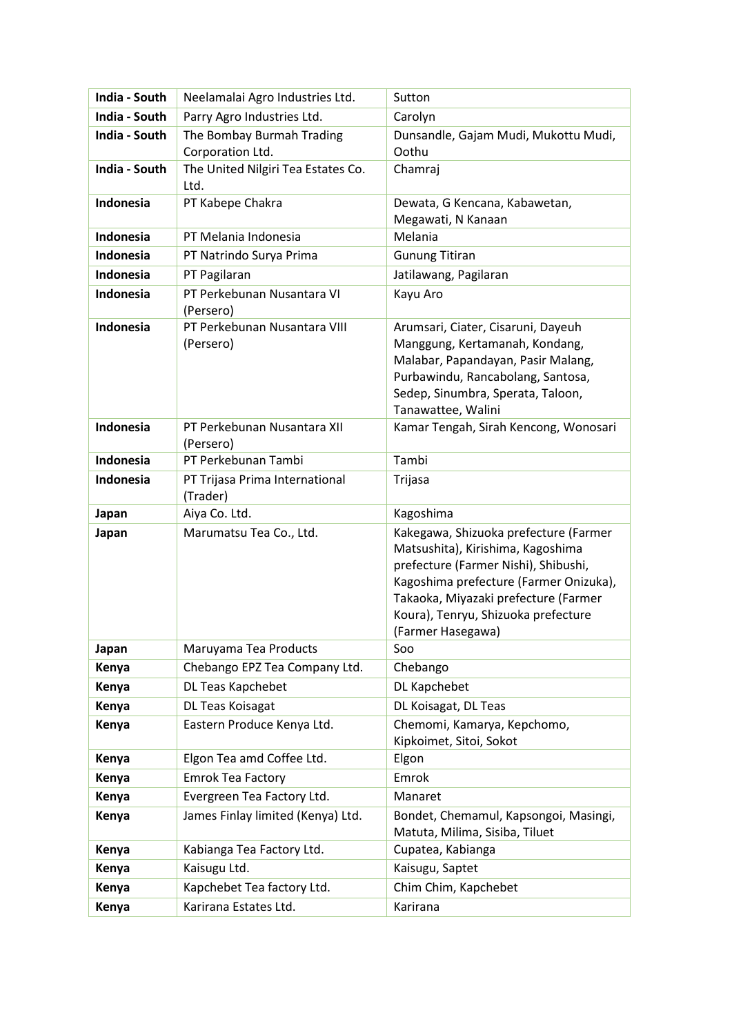| | | |
|---|---|---|
| **India - South** | Neelamalai Agro Industries Ltd. | Sutton |
| **India - South** | Parry Agro Industries Ltd. | Carolyn |
| **India - South** | The Bombay Burmah Trading Corporation Ltd. | Dunsandle, Gajam Mudi, Mukottu Mudi, Oothu |
| **India - South** | The United Nilgiri Tea Estates Co. Ltd. | Chamraj |
| **Indonesia** | PT Kabepe Chakra | Dewata, G Kencana, Kabawetan, Megawati, N Kanaan |
| **Indonesia** | PT Melania Indonesia | Melania |
| **Indonesia** | PT Natrindo Surya Prima | Gunung Titiran |
| **Indonesia** | PT Pagilaran | Jatilawang, Pagilaran |
| **Indonesia** | PT Perkebunan Nusantara VI (Persero) | Kayu Aro |
| **Indonesia** | PT Perkebunan Nusantara VIII (Persero) | Arumsari, Ciater, Cisaruni, Dayeuh Manggung, Kertamanah, Kondang, Malabar, Papandayan, Pasir Malang, Purbawindu, Rancabolang, Santosa, Sedep, Sinumbra, Sperata, Taloon, Tanawattee, Walini |
| **Indonesia** | PT Perkebunan Nusantara XII (Persero) | Kamar Tengah, Sirah Kencong, Wonosari |
| **Indonesia** | PT Perkebunan Tambi | Tambi |
| **Indonesia** | PT Trijasa Prima International (Trader) | Trijasa |
| **Japan** | Aiya Co. Ltd. | Kagoshima |
| **Japan** | Marumatsu Tea Co., Ltd. | Kakegawa, Shizuoka prefecture (Farmer Matsushita), Kirishima, Kagoshima prefecture (Farmer Nishi), Shibushi, Kagoshima prefecture (Farmer Onizuka), Takaoka, Miyazaki prefecture (Farmer Koura), Tenryu, Shizuoka prefecture (Farmer Hasegawa) |
| **Japan** | Maruyama Tea Products | Soo |
| **Kenya** | Chebango EPZ Tea Company Ltd. | Chebango |
| **Kenya** | DL Teas Kapchebet | DL Kapchebet |
| **Kenya** | DL Teas Koisagat | DL Koisagat, DL Teas |
| **Kenya** | Eastern Produce Kenya Ltd. | Chemomi, Kamarya, Kepchomo, Kipkoimet, Sitoi, Sokot |
| **Kenya** | Elgon Tea amd Coffee Ltd. | Elgon |
| **Kenya** | Emrok Tea Factory | Emrok |
| **Kenya** | Evergreen Tea Factory Ltd. | Manaret |
| **Kenya** | James Finlay limited (Kenya) Ltd. | Bondet, Chemamul, Kapsongoi, Masingi, Matuta, Milima, Sisiba, Tiluet |
| **Kenya** | Kabianga Tea Factory Ltd. | Cupatea, Kabianga |
| **Kenya** | Kaisugu Ltd. | Kaisugu, Saptet |
| **Kenya** | Kapchebet Tea factory Ltd. | Chim Chim, Kapchebet |
| **Kenya** | Karirana Estates Ltd. | Karirana |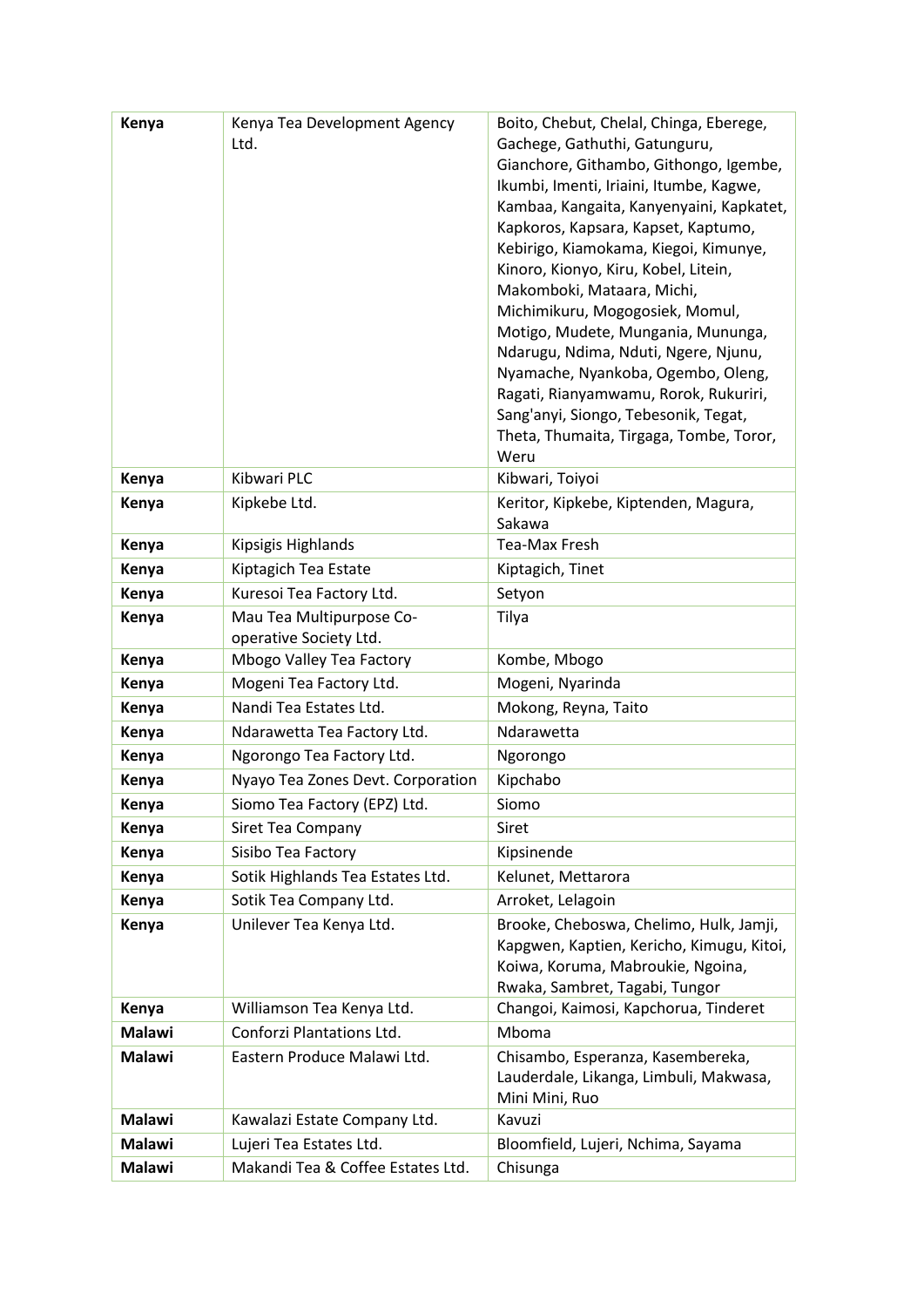| | | |
|---|---|---|
| **Kenya** | Kenya Tea Development Agency Ltd. | Boito, Chebut, Chelal, Chinga, Eberege, Gachege, Gathuthi, Gatunguru, Gianchore, Githambo, Githongo, Igembe, Ikumbi, Imenti, Iriaini, Itumbe, Kagwe, Kambaa, Kangaita, Kanyenyaini, Kapkatet, Kapkoros, Kapsara, Kapset, Kaptumo, Kebirigo, Kiamokama, Kiegoi, Kimunye, Kinoro, Kionyo, Kiru, Kobel, Litein, Makomboki, Mataara, Michi, Michimikuru, Mogogosiek, Momul, Motigo, Mudete, Mungania, Mununga, Ndarugu, Ndima, Nduti, Ngere, Njunu, Nyamache, Nyankoba, Ogembo, Oleng, Ragati, Rianyamwamu, Rorok, Rukuriri, Sang'anyi, Siongo, Tebesonik, Tegat, Theta, Thumaita, Tirgaga, Tombe, Toror, Weru |
| **Kenya** | Kibwari PLC | Kibwari, Toiyoi |
| **Kenya** | Kipkebe Ltd. | Keritor, Kipkebe, Kiptenden, Magura, Sakawa |
| **Kenya** | Kipsigis Highlands | Tea-Max Fresh |
| **Kenya** | Kiptagich Tea Estate | Kiptagich, Tinet |
| **Kenya** | Kuresoi Tea Factory Ltd. | Setyon |
| **Kenya** | Mau Tea Multipurpose Co-operative Society Ltd. | Tilya |
| **Kenya** | Mbogo Valley Tea Factory | Kombe, Mbogo |
| **Kenya** | Mogeni Tea Factory Ltd. | Mogeni, Nyarinda |
| **Kenya** | Nandi Tea Estates Ltd. | Mokong, Reyna, Taito |
| **Kenya** | Ndarawetta Tea Factory Ltd. | Ndarawetta |
| **Kenya** | Ngorongo Tea Factory Ltd. | Ngorongo |
| **Kenya** | Nyayo Tea Zones Devt. Corporation | Kipchabo |
| **Kenya** | Siomo Tea Factory (EPZ) Ltd. | Siomo |
| **Kenya** | Siret Tea Company | Siret |
| **Kenya** | Sisibo Tea Factory | Kipsinende |
| **Kenya** | Sotik Highlands Tea Estates Ltd. | Kelunet, Mettarora |
| **Kenya** | Sotik Tea Company Ltd. | Arroket, Lelagoin |
| **Kenya** | Unilever Tea Kenya Ltd. | Brooke, Cheboswa, Chelimo, Hulk, Jamji, Kapgwen, Kaptien, Kericho, Kimugu, Kitoi, Koiwa, Koruma, Mabroukie, Ngoina, Rwaka, Sambret, Tagabi, Tungor |
| **Kenya** | Williamson Tea Kenya Ltd. | Changoi, Kaimosi, Kapchorua, Tinderet |
| **Malawi** | Conforzi Plantations Ltd. | Mboma |
| **Malawi** | Eastern Produce Malawi Ltd. | Chisambo, Esperanza, Kasembereka, Lauderdale, Likanga, Limbuli, Makwasa, Mini Mini, Ruo |
| **Malawi** | Kawalazi Estate Company Ltd. | Kavuzi |
| **Malawi** | Lujeri Tea Estates Ltd. | Bloomfield, Lujeri, Nchima, Sayama |
| **Malawi** | Makandi Tea & Coffee Estates Ltd. | Chisunga |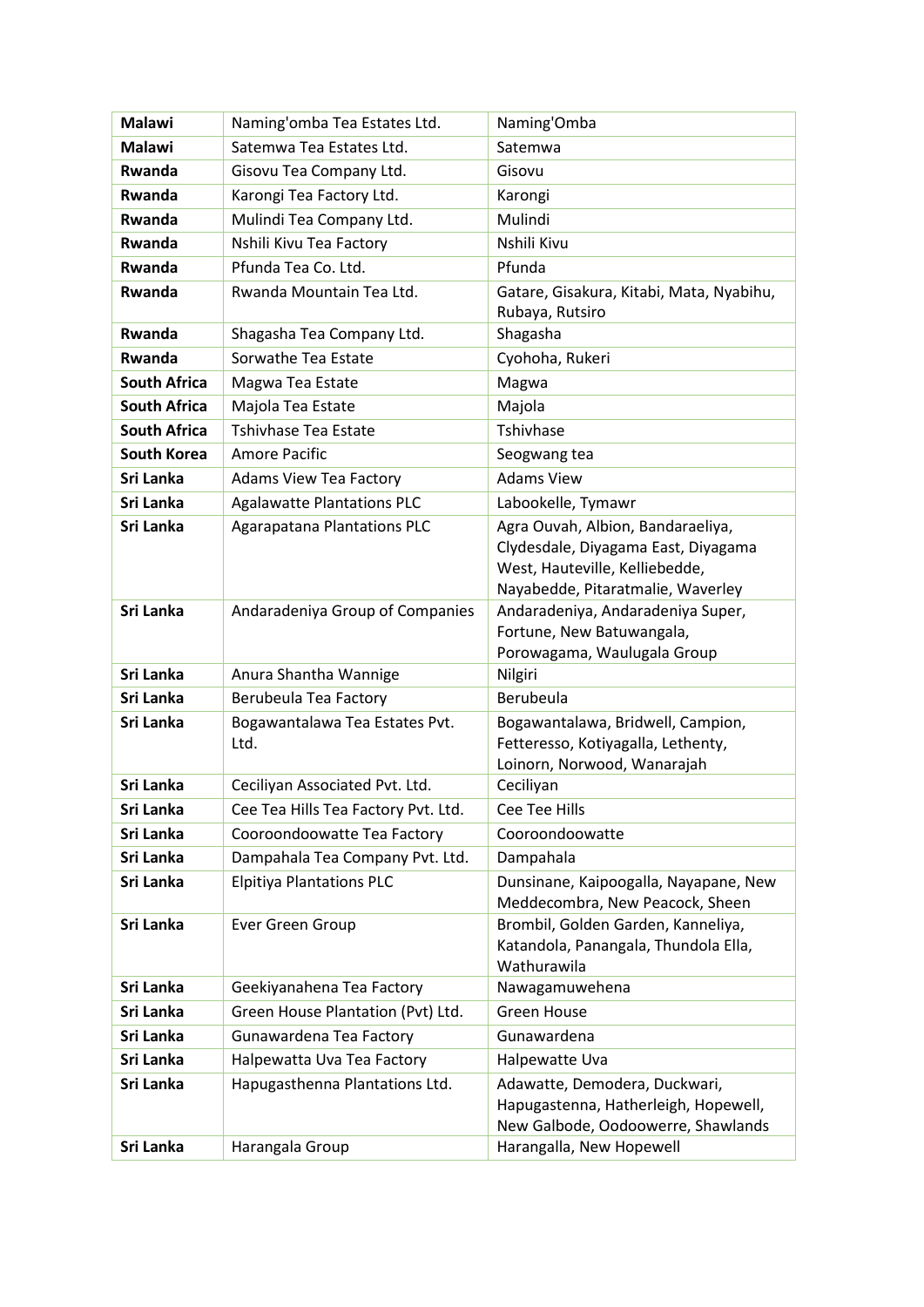| | | |
|---|---|---|
| **Malawi** | Naming'omba Tea Estates Ltd. | Naming'Omba |
| **Malawi** | Satemwa Tea Estates Ltd. | Satemwa |
| **Rwanda** | Gisovu Tea Company Ltd. | Gisovu |
| **Rwanda** | Karongi Tea Factory Ltd. | Karongi |
| **Rwanda** | Mulindi Tea Company Ltd. | Mulindi |
| **Rwanda** | Nshili Kivu Tea Factory | Nshili Kivu |
| **Rwanda** | Pfunda Tea Co. Ltd. | Pfunda |
| **Rwanda** | Rwanda Mountain Tea Ltd. | Gatare, Gisakura, Kitabi, Mata, Nyabihu, Rubaya, Rutsiro |
| **Rwanda** | Shagasha Tea Company Ltd. | Shagasha |
| **Rwanda** | Sorwathe Tea Estate | Cyohoha, Rukeri |
| **South Africa** | Magwa Tea Estate | Magwa |
| **South Africa** | Majola Tea Estate | Majola |
| **South Africa** | Tshivhase Tea Estate | Tshivhase |
| **South Korea** | Amore Pacific | Seogwang tea |
| **Sri Lanka** | Adams View Tea Factory | Adams View |
| **Sri Lanka** | Agalawatte Plantations PLC | Labookelle, Tymawr |
| **Sri Lanka** | Agarapatana Plantations PLC | Agra Ouvah, Albion, Bandaraeliya, Clydesdale, Diyagama East, Diyagama West, Hauteville, Kelliebedde, Nayabedde, Pitaratmalie, Waverley |
| **Sri Lanka** | Andaradeniya Group of Companies | Andaradeniya, Andaradeniya Super, Fortune, New Batuwangala, Porowagama, Waulugala Group |
| **Sri Lanka** | Anura Shantha Wannige | Nilgiri |
| **Sri Lanka** | Berubeula Tea Factory | Berubeula |
| **Sri Lanka** | Bogawantalawa Tea Estates Pvt. Ltd. | Bogawantalawa, Bridwell, Campion, Fetteresso, Kotiyagalla, Lethenty, Loinorn, Norwood, Wanarajah |
| **Sri Lanka** | Ceciliyan Associated Pvt. Ltd. | Ceciliyan |
| **Sri Lanka** | Cee Tea Hills Tea Factory Pvt. Ltd. | Cee Tee Hills |
| **Sri Lanka** | Cooroondoowatte Tea Factory | Cooroondoowatte |
| **Sri Lanka** | Dampahala Tea Company Pvt. Ltd. | Dampahala |
| **Sri Lanka** | Elpitiya Plantations PLC | Dunsinane, Kaipoogalla, Nayapane, New Meddecombra, New Peacock, Sheen |
| **Sri Lanka** | Ever Green Group | Brombil, Golden Garden, Kanneliya, Katandola, Panangala, Thundola Ella, Wathurawila |
| **Sri Lanka** | Geekiyanahena Tea Factory | Nawagamuwehena |
| **Sri Lanka** | Green House Plantation (Pvt) Ltd. | Green House |
| **Sri Lanka** | Gunawardena Tea Factory | Gunawardena |
| **Sri Lanka** | Halpewatta Uva Tea Factory | Halpewatte Uva |
| **Sri Lanka** | Hapugasthenna Plantations Ltd. | Adawatte, Demodera, Duckwari, Hapugastenna, Hatherleigh, Hopewell, New Galbode, Oodoowerre, Shawlands |
| **Sri Lanka** | Harangala Group | Harangalla, New Hopewell |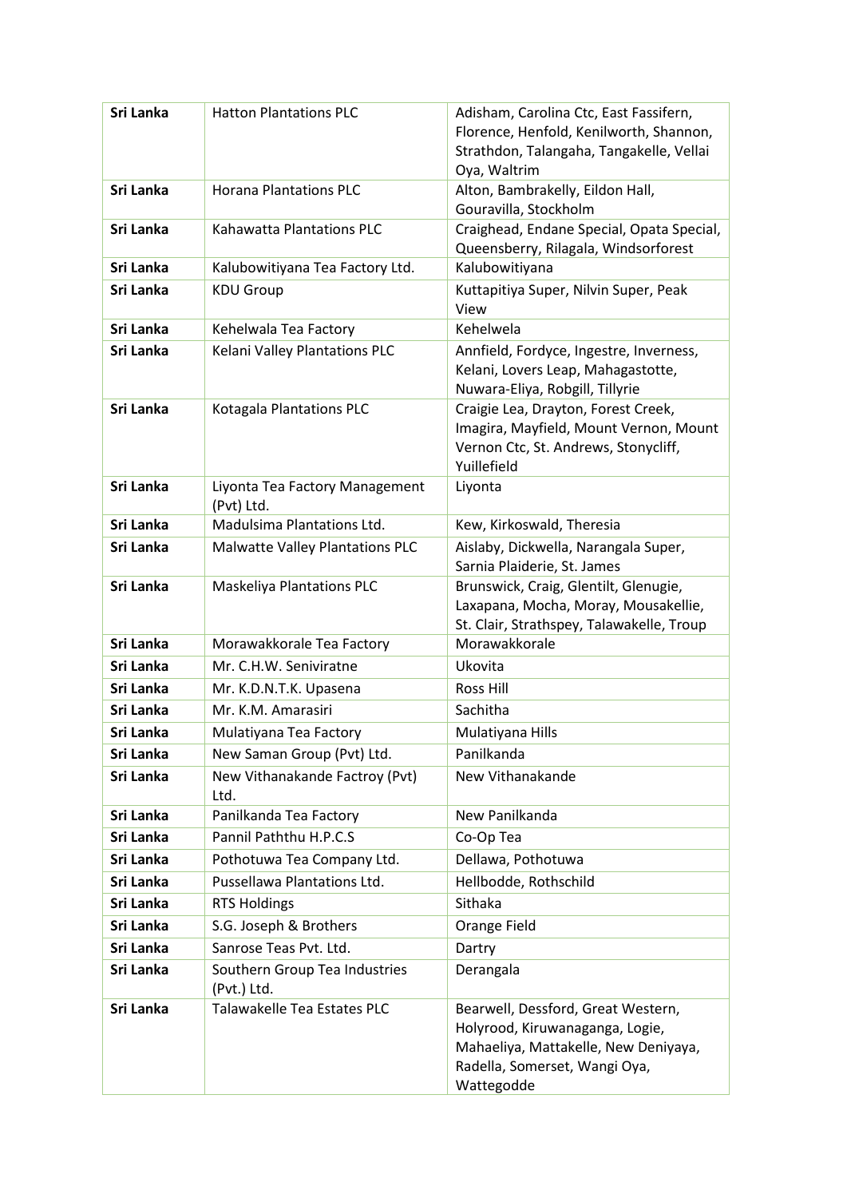| **Sri Lanka** | Hatton Plantations PLC | Adisham, Carolina Ctc, East Fassifern, Florence, Henfold, Kenilworth, Shannon, Strathdon, Talangaha, Tangakelle, Vellai Oya, Waltrim |
|---|---|---|
| **Sri Lanka** | Horana Plantations PLC | Alton, Bambrakelly, Eildon Hall, Gouravilla, Stockholm |
| **Sri Lanka** | Kahawatta Plantations PLC | Craighead, Endane Special, Opata Special, Queensberry, Rilagala, Windsorforest |
| **Sri Lanka** | Kalubowitiyana Tea Factory Ltd. | Kalubowitiyana |
| **Sri Lanka** | KDU Group | Kuttapitiya Super, Nilvin Super, Peak View |
| **Sri Lanka** | Kehelwala Tea Factory | Kehelwela |
| **Sri Lanka** | Kelani Valley Plantations PLC | Annfield, Fordyce, Ingestre, Inverness, Kelani, Lovers Leap, Mahagastotte, Nuwara-Eliya, Robgill, Tillyrie |
| **Sri Lanka** | Kotagala Plantations PLC | Craigie Lea, Drayton, Forest Creek, Imagira, Mayfield, Mount Vernon, Mount Vernon Ctc, St. Andrews, Stonycliff, Yuillefield |
| **Sri Lanka** | Liyonta Tea Factory Management (Pvt) Ltd. | Liyonta |
| **Sri Lanka** | Madulsima Plantations Ltd. | Kew, Kirkoswald, Theresia |
| **Sri Lanka** | Malwatte Valley Plantations PLC | Aislaby, Dickwella, Narangala Super, Sarnia Plaiderie, St. James |
| **Sri Lanka** | Maskeliya Plantations PLC | Brunswick, Craig, Glentilt, Glenugie, Laxapana, Mocha, Moray, Mousakellie, St. Clair, Strathspey, Talawakelle, Troup |
| **Sri Lanka** | Morawakkorale Tea Factory | Morawakkorale |
| **Sri Lanka** | Mr. C.H.W. Seniviratne | Ukovita |
| **Sri Lanka** | Mr. K.D.N.T.K. Upasena | Ross Hill |
| **Sri Lanka** | Mr. K.M. Amarasiri | Sachitha |
| **Sri Lanka** | Mulatiyana Tea Factory | Mulatiyana Hills |
| **Sri Lanka** | New Saman Group (Pvt) Ltd. | Panilkanda |
| **Sri Lanka** | New Vithanakande Factroy (Pvt) Ltd. | New Vithanakande |
| **Sri Lanka** | Panilkanda Tea Factory | New Panilkanda |
| **Sri Lanka** | Pannil Paththu H.P.C.S | Co-Op Tea |
| **Sri Lanka** | Pothotuwa Tea Company Ltd. | Dellawa, Pothotuwa |
| **Sri Lanka** | Pussellawa Plantations Ltd. | Hellbodde, Rothschild |
| **Sri Lanka** | RTS Holdings | Sithaka |
| **Sri Lanka** | S.G. Joseph & Brothers | Orange Field |
| **Sri Lanka** | Sanrose Teas Pvt. Ltd. | Dartry |
| **Sri Lanka** | Southern Group Tea Industries (Pvt.) Ltd. | Derangala |
| **Sri Lanka** | Talawakelle Tea Estates PLC | Bearwell, Dessford, Great Western, Holyrood, Kiruwanaganga, Logie, Mahaeliya, Mattakelle, New Deniyaya, Radella, Somerset, Wangi Oya, Wattegodde |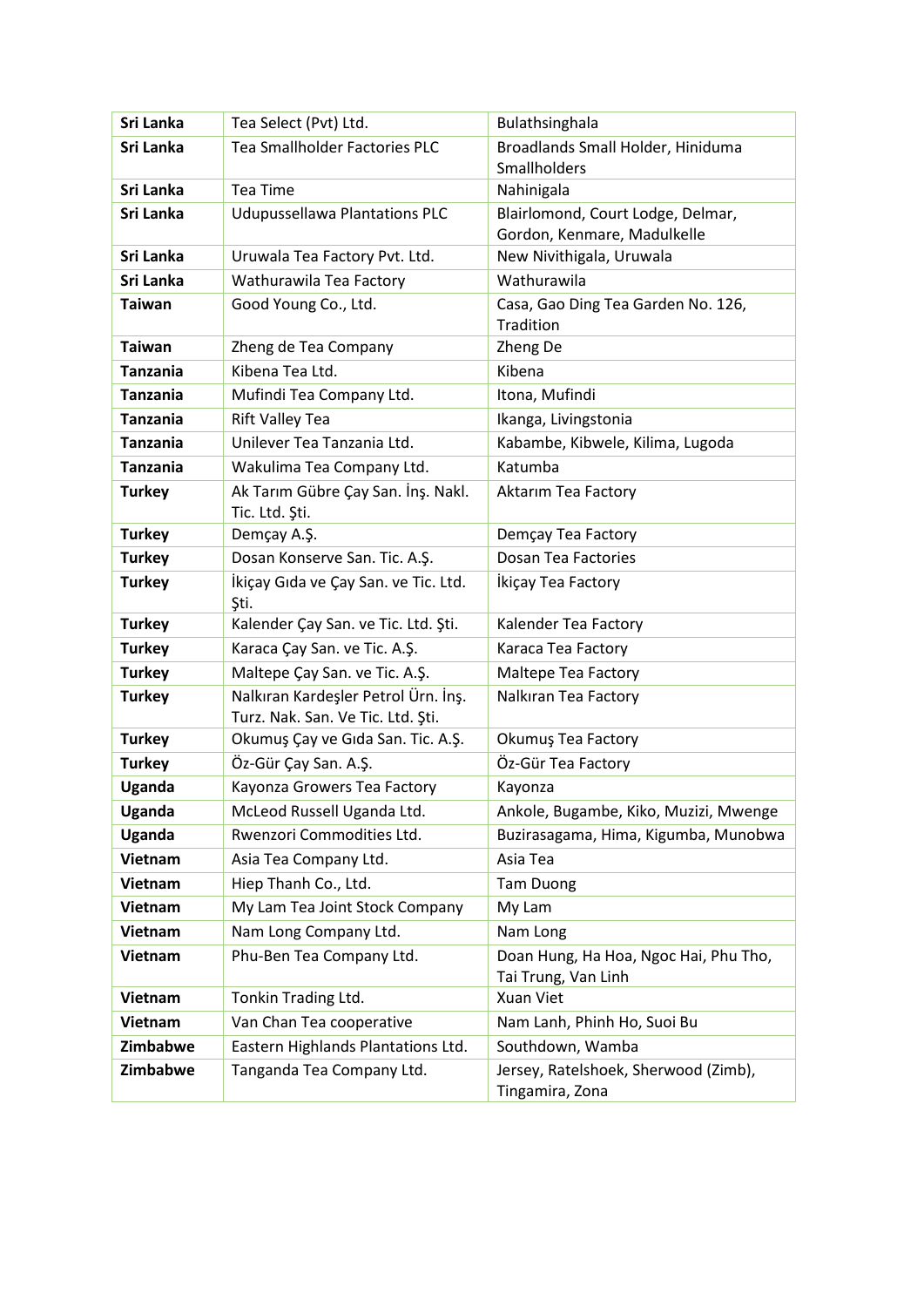| | | |
|---|---|---|
| **Sri Lanka** | Tea Select (Pvt) Ltd. | Bulathsinghala |
| **Sri Lanka** | Tea Smallholder Factories PLC | Broadlands Small Holder, Hiniduma Smallholders |
| **Sri Lanka** | Tea Time | Nahinigala |
| **Sri Lanka** | Udupussellawa Plantations PLC | Blairlomond, Court Lodge, Delmar, Gordon, Kenmare, Madulkelle |
| **Sri Lanka** | Uruwala Tea Factory Pvt. Ltd. | New Nivithigala, Uruwala |
| **Sri Lanka** | Wathurawila Tea Factory | Wathurawila |
| **Taiwan** | Good Young Co., Ltd. | Casa, Gao Ding Tea Garden No. 126, Tradition |
| **Taiwan** | Zheng de Tea Company | Zheng De |
| **Tanzania** | Kibena Tea Ltd. | Kibena |
| **Tanzania** | Mufindi Tea Company Ltd. | Itona, Mufindi |
| **Tanzania** | Rift Valley Tea | Ikanga, Livingstonia |
| **Tanzania** | Unilever Tea Tanzania Ltd. | Kabambe, Kibwele, Kilima, Lugoda |
| **Tanzania** | Wakulima Tea Company Ltd. | Katumba |
| **Turkey** | Ak Tarım Gübre Çay San. İnş. Nakl. Tic. Ltd. Şti. | Aktarım Tea Factory |
| **Turkey** | Demçay A.Ş. | Demçay Tea Factory |
| **Turkey** | Dosan Konserve San. Tic. A.Ş. | Dosan Tea Factories |
| **Turkey** | İkiçay Gıda ve Çay San. ve Tic. Ltd. Şti. | İkiçay Tea Factory |
| **Turkey** | Kalender Çay San. ve Tic. Ltd. Şti. | Kalender Tea Factory |
| **Turkey** | Karaca Çay San. ve Tic. A.Ş. | Karaca Tea Factory |
| **Turkey** | Maltepe Çay San. ve Tic. A.Ş. | Maltepe Tea Factory |
| **Turkey** | Nalkıran Kardeşler Petrol Ürn. İnş. Turz. Nak. San. Ve Tic. Ltd. Şti. | Nalkıran Tea Factory |
| **Turkey** | Okumuş Çay ve Gıda San. Tic. A.Ş. | Okumuş Tea Factory |
| **Turkey** | Öz-Gür Çay San. A.Ş. | Öz-Gür Tea Factory |
| **Uganda** | Kayonza Growers Tea Factory | Kayonza |
| **Uganda** | McLeod Russell Uganda Ltd. | Ankole, Bugambe, Kiko, Muzizi, Mwenge |
| **Uganda** | Rwenzori Commodities Ltd. | Buzirasagama, Hima, Kigumba, Munobwa |
| **Vietnam** | Asia Tea Company Ltd. | Asia Tea |
| **Vietnam** | Hiep Thanh Co., Ltd. | Tam Duong |
| **Vietnam** | My Lam Tea Joint Stock Company | My Lam |
| **Vietnam** | Nam Long Company Ltd. | Nam Long |
| **Vietnam** | Phu-Ben Tea Company Ltd. | Doan Hung, Ha Hoa, Ngoc Hai, Phu Tho, Tai Trung, Van Linh |
| **Vietnam** | Tonkin Trading Ltd. | Xuan Viet |
| **Vietnam** | Van Chan Tea cooperative | Nam Lanh, Phinh Ho, Suoi Bu |
| **Zimbabwe** | Eastern Highlands Plantations Ltd. | Southdown, Wamba |
| **Zimbabwe** | Tanganda Tea Company Ltd. | Jersey, Ratelshoek, Sherwood (Zimb), Tingamira, Zona |